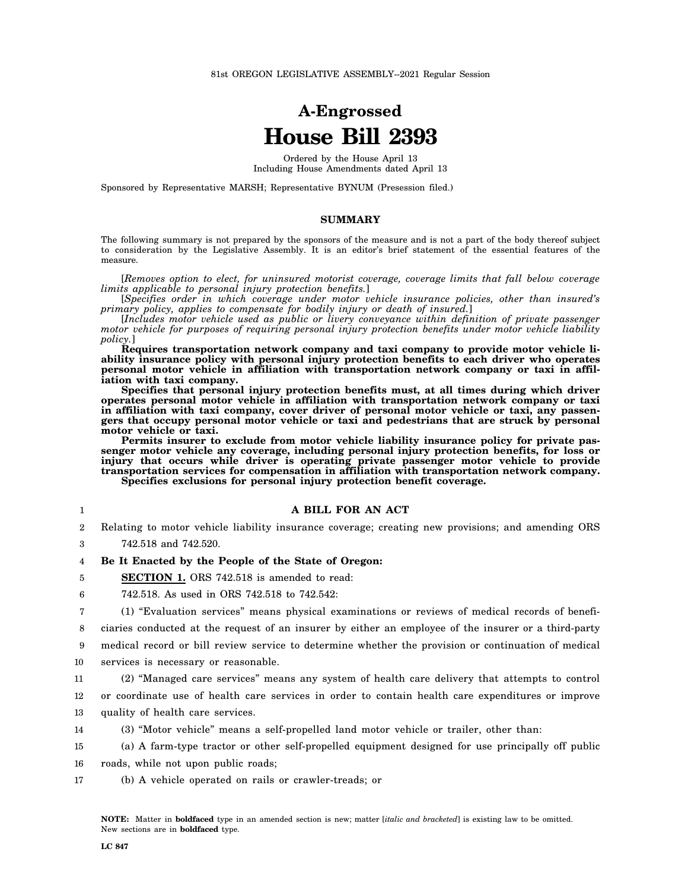81st OREGON LEGISLATIVE ASSEMBLY--2021 Regular Session

# A-Engrossed
# House Bill 2393

Ordered by the House April 13
Including House Amendments dated April 13

Sponsored by Representative MARSH; Representative BYNUM (Presession filed.)

## SUMMARY

The following summary is not prepared by the sponsors of the measure and is not a part of the body thereof subject to consideration by the Legislative Assembly. It is an editor's brief statement of the essential features of the measure.

[*Removes option to elect, for uninsured motorist coverage, coverage limits that fall below coverage limits applicable to personal injury protection benefits.*]

[*Specifies order in which coverage under motor vehicle insurance policies, other than insured's primary policy, applies to compensate for bodily injury or death of insured.*]

[*Includes motor vehicle used as public or livery conveyance within definition of private passenger motor vehicle for purposes of requiring personal injury protection benefits under motor vehicle liability policy.*]

**Requires transportation network company and taxi company to provide motor vehicle liability insurance policy with personal injury protection benefits to each driver who operates personal motor vehicle in affiliation with transportation network company or taxi in affiliation with taxi company.**

**Specifies that personal injury protection benefits must, at all times during which driver operates personal motor vehicle in affiliation with transportation network company or taxi in affiliation with taxi company, cover driver of personal motor vehicle or taxi, any passengers that occupy personal motor vehicle or taxi and pedestrians that are struck by personal motor vehicle or taxi.**

**Permits insurer to exclude from motor vehicle liability insurance policy for private passenger motor vehicle any coverage, including personal injury protection benefits, for loss or injury that occurs while driver is operating private passenger motor vehicle to provide transportation services for compensation in affiliation with transportation network company.**

**Specifies exclusions for personal injury protection benefit coverage.**

1 **A BILL FOR AN ACT**

2 Relating to motor vehicle liability insurance coverage; creating new provisions; and amending ORS
3 742.518 and 742.520.

4 **Be It Enacted by the People of the State of Oregon:**

5 **SECTION 1.** ORS 742.518 is amended to read:

6 742.518. As used in ORS 742.518 to 742.542:

7 (1) "Evaluation services" means physical examinations or reviews of medical records of benefi-
8 ciaries conducted at the request of an insurer by either an employee of the insurer or a third-party
9 medical record or bill review service to determine whether the provision or continuation of medical
10 services is necessary or reasonable.

11 (2) "Managed care services" means any system of health care delivery that attempts to control
12 or coordinate use of health care services in order to contain health care expenditures or improve
13 quality of health care services.

14 (3) "Motor vehicle" means a self-propelled land motor vehicle or trailer, other than:

15 (a) A farm-type tractor or other self-propelled equipment designed for use principally off public
16 roads, while not upon public roads;

17 (b) A vehicle operated on rails or crawler-treads; or

**NOTE:** Matter in **boldfaced** type in an amended section is new; matter [*italic and bracketed*] is existing law to be omitted. New sections are in **boldfaced** type.

LC 847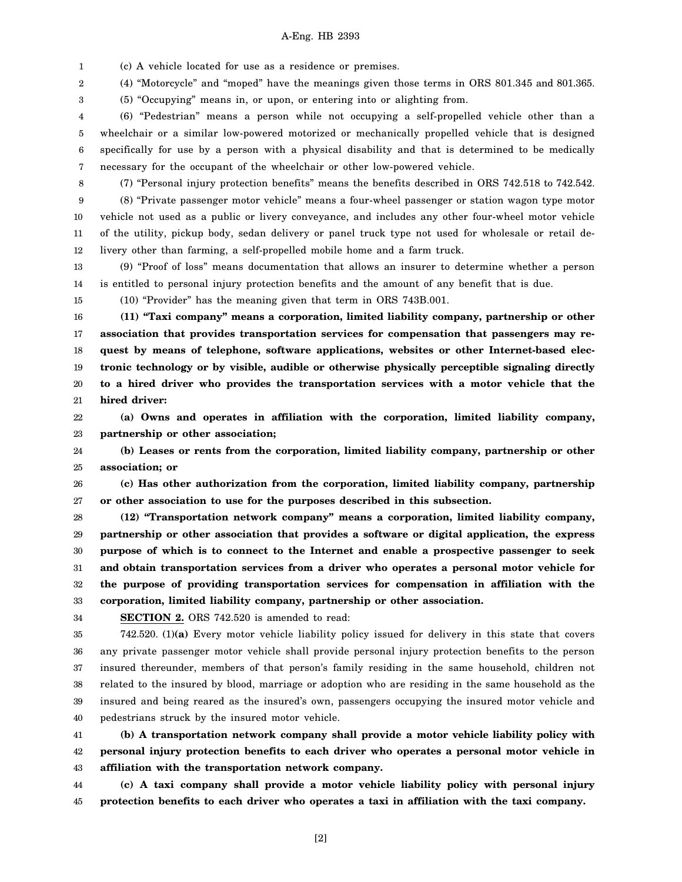(c) A vehicle located for use as a residence or premises.

(4) "Motorcycle" and "moped" have the meanings given those terms in ORS 801.345 and 801.365.

(5) "Occupying" means in, or upon, or entering into or alighting from.

(6) "Pedestrian" means a person while not occupying a self-propelled vehicle other than a wheelchair or a similar low-powered motorized or mechanically propelled vehicle that is designed specifically for use by a person with a physical disability and that is determined to be medically necessary for the occupant of the wheelchair or other low-powered vehicle.

(7) "Personal injury protection benefits" means the benefits described in ORS 742.518 to 742.542.

(8) "Private passenger motor vehicle" means a four-wheel passenger or station wagon type motor vehicle not used as a public or livery conveyance, and includes any other four-wheel motor vehicle of the utility, pickup body, sedan delivery or panel truck type not used for wholesale or retail delivery other than farming, a self-propelled mobile home and a farm truck.

(9) "Proof of loss" means documentation that allows an insurer to determine whether a person is entitled to personal injury protection benefits and the amount of any benefit that is due.

(10) "Provider" has the meaning given that term in ORS 743B.001.

**(11) "Taxi company" means a corporation, limited liability company, partnership or other association that provides transportation services for compensation that passengers may request by means of telephone, software applications, websites or other Internet-based electronic technology or by visible, audible or otherwise physically perceptible signaling directly to a hired driver who provides the transportation services with a motor vehicle that the hired driver:**

**(a) Owns and operates in affiliation with the corporation, limited liability company, partnership or other association;**

**(b) Leases or rents from the corporation, limited liability company, partnership or other association; or**

**(c) Has other authorization from the corporation, limited liability company, partnership or other association to use for the purposes described in this subsection.**

**(12) "Transportation network company" means a corporation, limited liability company, partnership or other association that provides a software or digital application, the express purpose of which is to connect to the Internet and enable a prospective passenger to seek and obtain transportation services from a driver who operates a personal motor vehicle for the purpose of providing transportation services for compensation in affiliation with the corporation, limited liability company, partnership or other association.**

**SECTION 2.** ORS 742.520 is amended to read:

742.520. (1)**(a)** Every motor vehicle liability policy issued for delivery in this state that covers any private passenger motor vehicle shall provide personal injury protection benefits to the person insured thereunder, members of that person's family residing in the same household, children not related to the insured by blood, marriage or adoption who are residing in the same household as the insured and being reared as the insured's own, passengers occupying the insured motor vehicle and pedestrians struck by the insured motor vehicle.

**(b) A transportation network company shall provide a motor vehicle liability policy with personal injury protection benefits to each driver who operates a personal motor vehicle in affiliation with the transportation network company.**

**(c) A taxi company shall provide a motor vehicle liability policy with personal injury protection benefits to each driver who operates a taxi in affiliation with the taxi company.**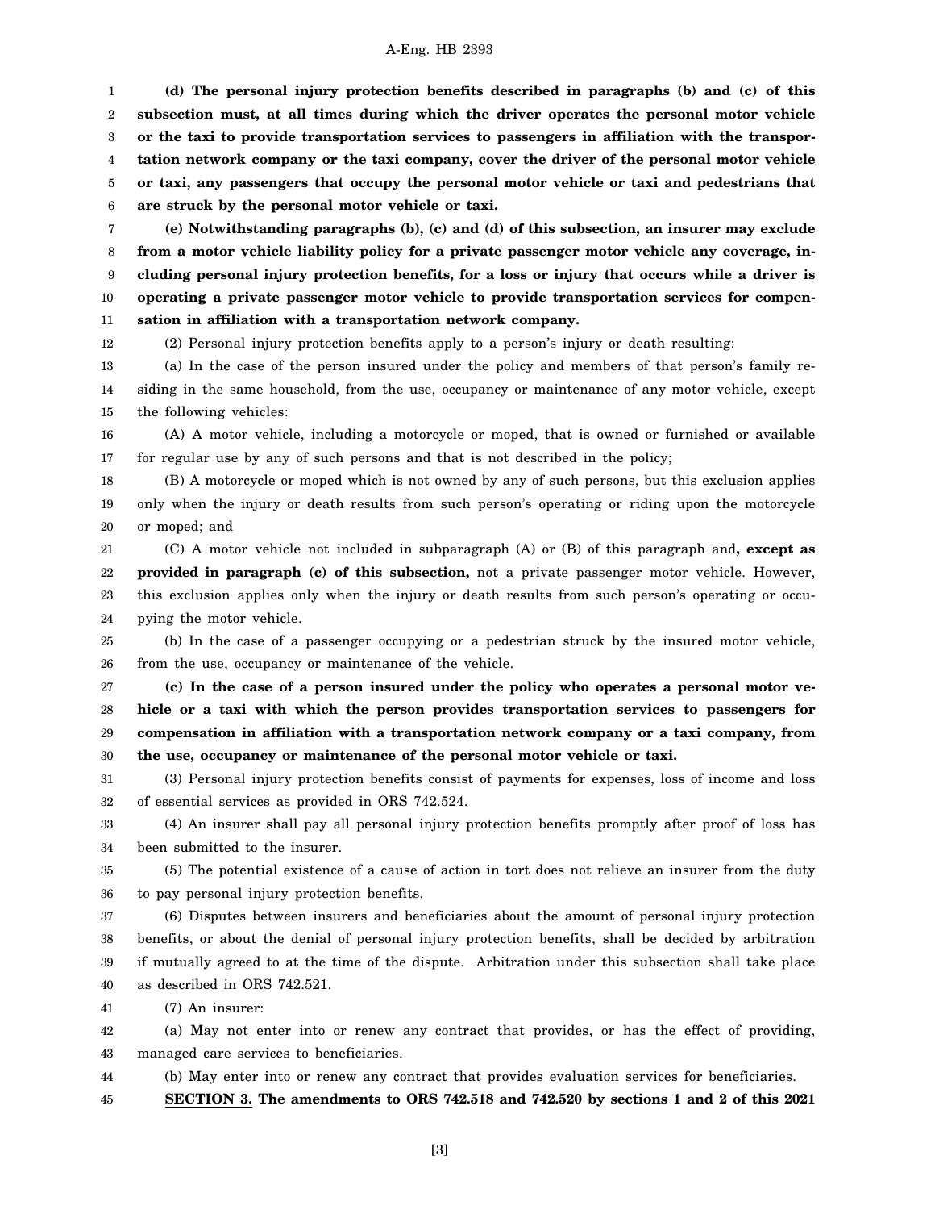**(d) The personal injury protection benefits described in paragraphs (b) and (c) of this subsection must, at all times during which the driver operates the personal motor vehicle or the taxi to provide transportation services to passengers in affiliation with the transportation network company or the taxi company, cover the driver of the personal motor vehicle or taxi, any passengers that occupy the personal motor vehicle or taxi and pedestrians that are struck by the personal motor vehicle or taxi.**

**(e) Notwithstanding paragraphs (b), (c) and (d) of this subsection, an insurer may exclude from a motor vehicle liability policy for a private passenger motor vehicle any coverage, including personal injury protection benefits, for a loss or injury that occurs while a driver is operating a private passenger motor vehicle to provide transportation services for compensation in affiliation with a transportation network company.**

(2) Personal injury protection benefits apply to a person's injury or death resulting:

(a) In the case of the person insured under the policy and members of that person's family residing in the same household, from the use, occupancy or maintenance of any motor vehicle, except the following vehicles:

(A) A motor vehicle, including a motorcycle or moped, that is owned or furnished or available for regular use by any of such persons and that is not described in the policy;

(B) A motorcycle or moped which is not owned by any of such persons, but this exclusion applies only when the injury or death results from such person's operating or riding upon the motorcycle or moped; and

(C) A motor vehicle not included in subparagraph (A) or (B) of this paragraph and**, except as provided in paragraph (c) of this subsection,** not a private passenger motor vehicle. However, this exclusion applies only when the injury or death results from such person's operating or occupying the motor vehicle.

(b) In the case of a passenger occupying or a pedestrian struck by the insured motor vehicle, from the use, occupancy or maintenance of the vehicle.

**(c) In the case of a person insured under the policy who operates a personal motor vehicle or a taxi with which the person provides transportation services to passengers for compensation in affiliation with a transportation network company or a taxi company, from the use, occupancy or maintenance of the personal motor vehicle or taxi.**

(3) Personal injury protection benefits consist of payments for expenses, loss of income and loss of essential services as provided in ORS 742.524.

(4) An insurer shall pay all personal injury protection benefits promptly after proof of loss has been submitted to the insurer.

(5) The potential existence of a cause of action in tort does not relieve an insurer from the duty to pay personal injury protection benefits.

(6) Disputes between insurers and beneficiaries about the amount of personal injury protection benefits, or about the denial of personal injury protection benefits, shall be decided by arbitration if mutually agreed to at the time of the dispute. Arbitration under this subsection shall take place as described in ORS 742.521.

(7) An insurer:

(a) May not enter into or renew any contract that provides, or has the effect of providing, managed care services to beneficiaries.

(b) May enter into or renew any contract that provides evaluation services for beneficiaries.

**SECTION 3. The amendments to ORS 742.518 and 742.520 by sections 1 and 2 of this 2021**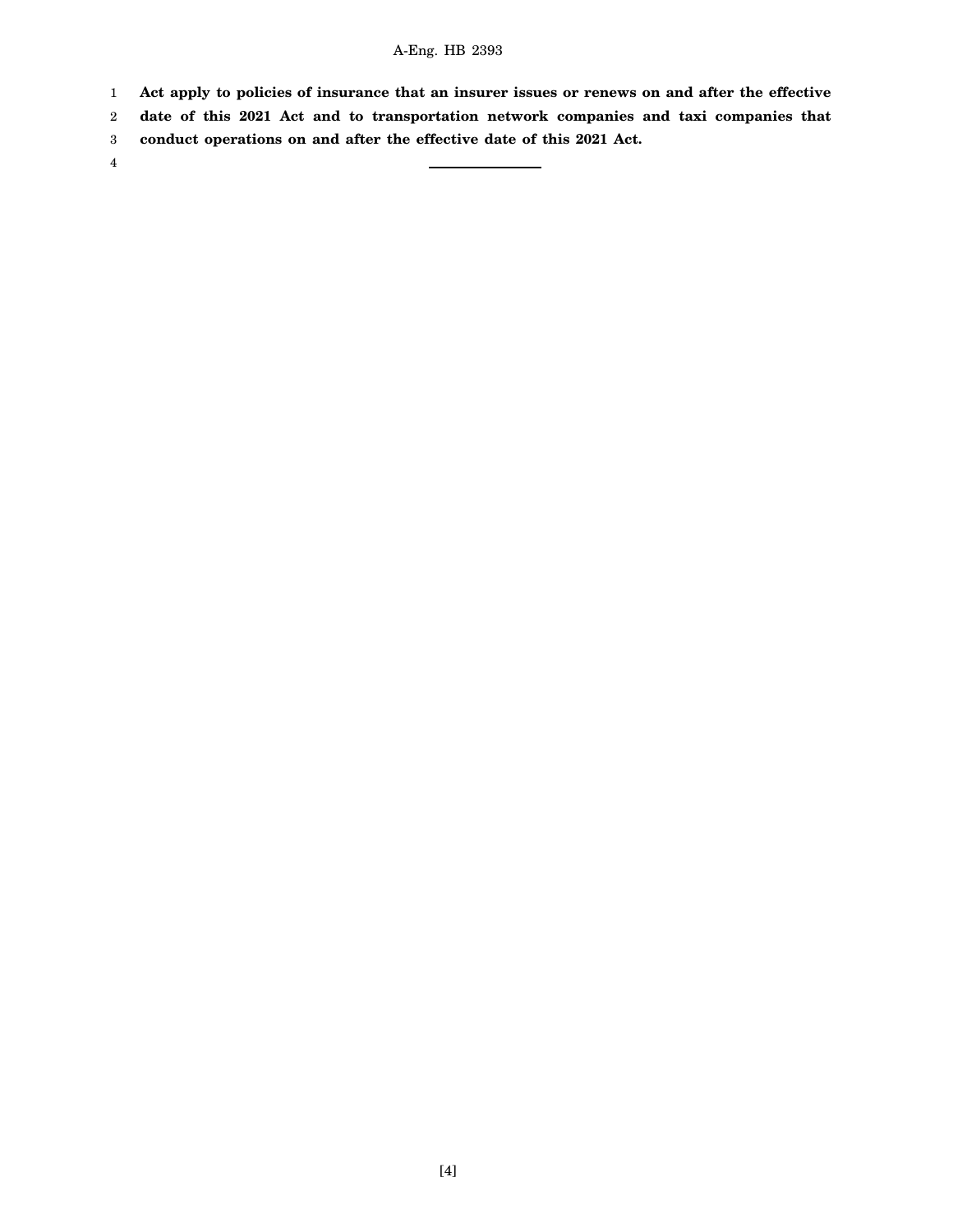**Act apply to policies of insurance that an insurer issues or renews on and after the effective date of this 2021 Act and to transportation network companies and taxi companies that conduct operations on and after the effective date of this 2021 Act.**

---